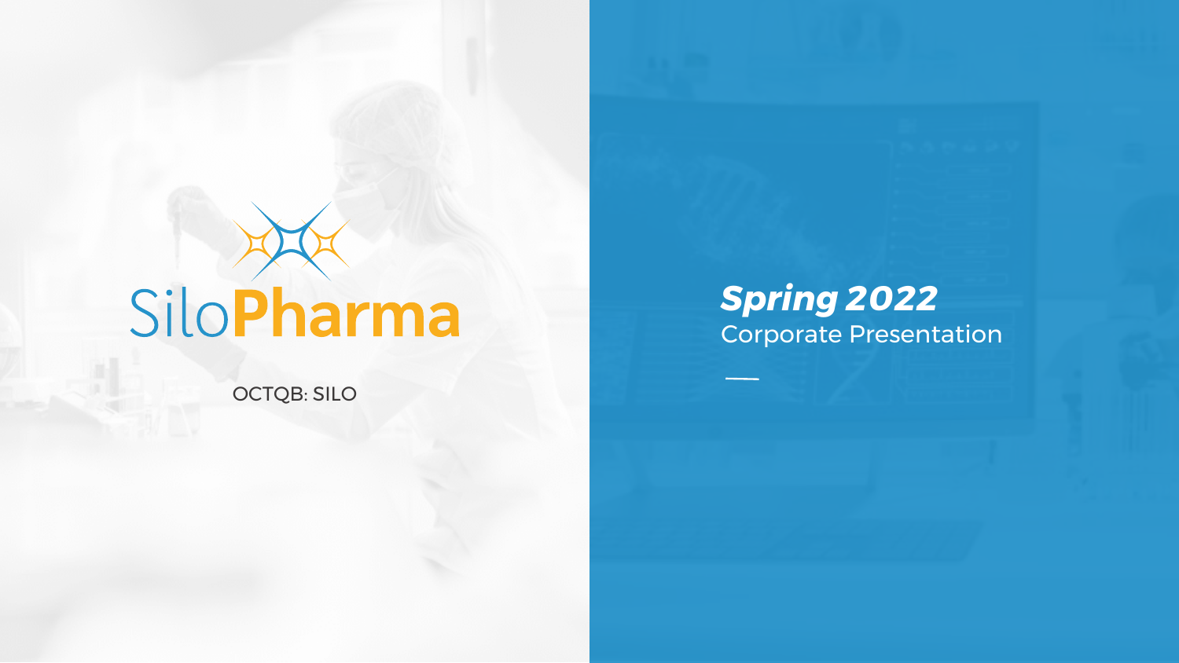# SiloPharma

OCTQB: SILO

## *Spring 2022*

Corporate Presentation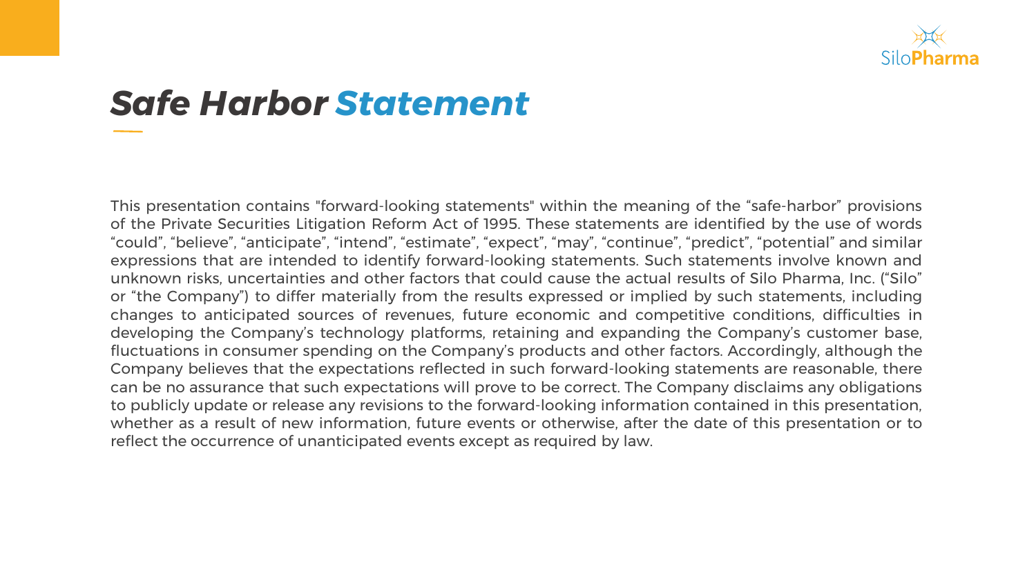# Safe Harbor Statement

This presentation contains "forward-looking statements" within the meaning of the “safe-harbor” provisions of the Private Securities Litigation Reform Act of 1995. These statements are identified by the use of words “could”, “believe”, “anticipate”, “intend”, “estimate”, “expect”, “may”, “continue”, “predict”, “potential” and similar expressions that are intended to identify forward-looking statements. Such statements involve known and unknown risks, uncertainties and other factors that could cause the actual results of Silo Pharma, Inc. (“Silo” or “the Company”) to differ materially from the results expressed or implied by such statements, including changes to anticipated sources of revenues, future economic and competitive conditions, difficulties in developing the Company’s technology platforms, retaining and expanding the Company’s customer base, fluctuations in consumer spending on the Company’s products and other factors. Accordingly, although the Company believes that the expectations reflected in such forward-looking statements are reasonable, there can be no assurance that such expectations will prove to be correct. The Company disclaims any obligations to publicly update or release any revisions to the forward-looking information contained in this presentation, whether as a result of new information, future events or otherwise, after the date of this presentation or to reflect the occurrence of unanticipated events except as required by law.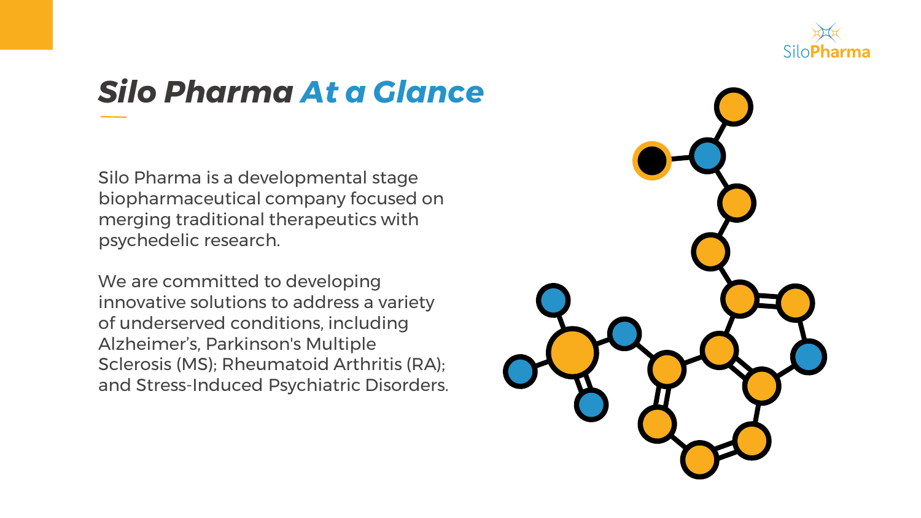# *Silo Pharma At a Glance*

Silo Pharma is a developmental stage biopharmaceutical company focused on merging traditional therapeutics with psychedelic research.

We are committed to developing innovative solutions to address a variety of underserved conditions, including Alzheimer's, Parkinson's Multiple Sclerosis (MS); Rheumatoid Arthritis (RA); and Stress-Induced Psychiatric Disorders.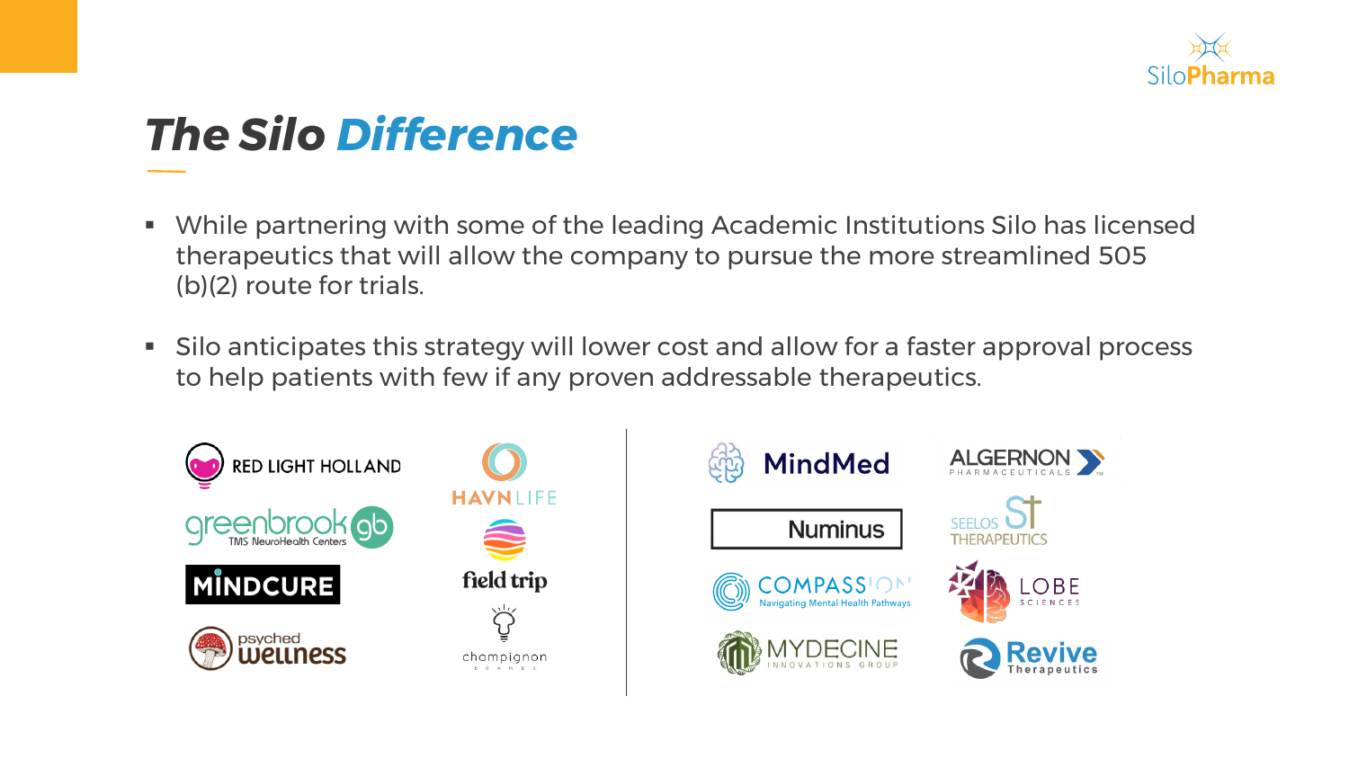# *The Silo Difference*

- While partnering with some of the leading Academic Institutions Silo has licensed therapeutics that will allow the company to pursue the more streamlined 505 (b)(2) route for trials.
- Silo anticipates this strategy will lower cost and allow for a faster approval process to help patients with few if any proven addressable therapeutics.

RED LIGHT HOLLAND

greenbrook TMS NeuroHealth Centers

MINDCURE

psyched wellness

HAVN LIFE

field trip

champignon BRANDS

MindMed

Numinus

COMPASSION Navigating Mental Health Pathways

MYDECINE INNOVATIONS GROUP

ALGERNON PHARMACEUTICALS

SEELOS THERAPEUTICS

LOBE SCIENCES

Revive Therapeutics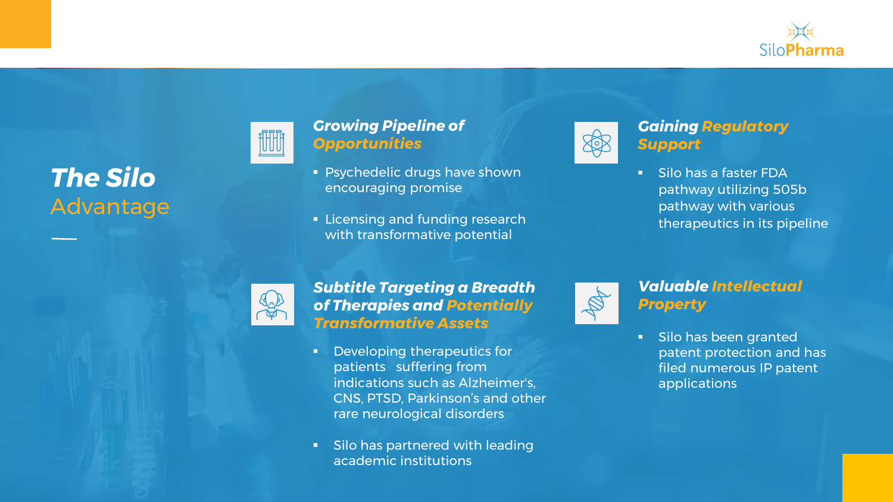# *The Silo* Advantage

### *Growing Pipeline of Opportunities*

- Psychedelic drugs have shown encouraging promise
- Licensing and funding research with transformative potential

### *Subtitle Targeting a Breadth of Therapies and Potentially Transformative Assets*

- Developing therapeutics for patients suffering from indications such as Alzheimer's, CNS, PTSD, Parkinson's and other rare neurological disorders
- Silo has partnered with leading academic institutions

### *Gaining Regulatory Support*

- Silo has a faster FDA pathway utilizing 505b pathway with various therapeutics in its pipeline

### *Valuable Intellectual Property*

- Silo has been granted patent protection and has filed numerous IP patent applications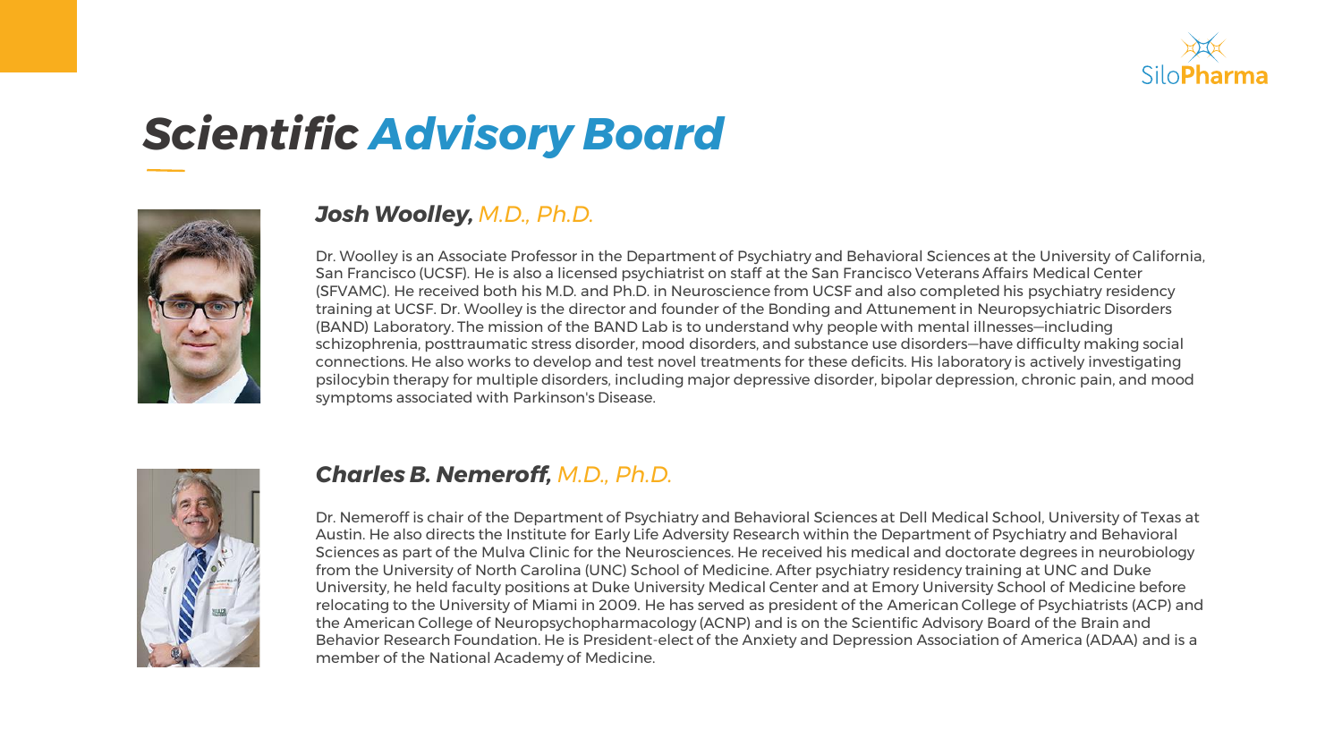# Scientific Advisory Board

### *Josh Woolley, M.D., Ph.D.*

Dr. Woolley is an Associate Professor in the Department of Psychiatry and Behavioral Sciences at the University of California, San Francisco (UCSF). He is also a licensed psychiatrist on staff at the San Francisco Veterans Affairs Medical Center (SFVAMC). He received both his M.D. and Ph.D. in Neuroscience from UCSF and also completed his psychiatry residency training at UCSF. Dr. Woolley is the director and founder of the Bonding and Attunement in Neuropsychiatric Disorders (BAND) Laboratory. The mission of the BAND Lab is to understand why people with mental illnesses—including schizophrenia, posttraumatic stress disorder, mood disorders, and substance use disorders—have difficulty making social connections. He also works to develop and test novel treatments for these deficits. His laboratory is actively investigating psilocybin therapy for multiple disorders, including major depressive disorder, bipolar depression, chronic pain, and mood symptoms associated with Parkinson's Disease.

### *Charles B. Nemeroff, M.D., Ph.D.*

Dr. Nemeroff is chair of the Department of Psychiatry and Behavioral Sciences at Dell Medical School, University of Texas at Austin. He also directs the Institute for Early Life Adversity Research within the Department of Psychiatry and Behavioral Sciences as part of the Mulva Clinic for the Neurosciences. He received his medical and doctorate degrees in neurobiology from the University of North Carolina (UNC) School of Medicine. After psychiatry residency training at UNC and Duke University, he held faculty positions at Duke University Medical Center and at Emory University School of Medicine before relocating to the University of Miami in 2009. He has served as president of the American College of Psychiatrists (ACP) and the American College of Neuropsychopharmacology (ACNP) and is on the Scientific Advisory Board of the Brain and Behavior Research Foundation. He is President-elect of the Anxiety and Depression Association of America (ADAA) and is a member of the National Academy of Medicine.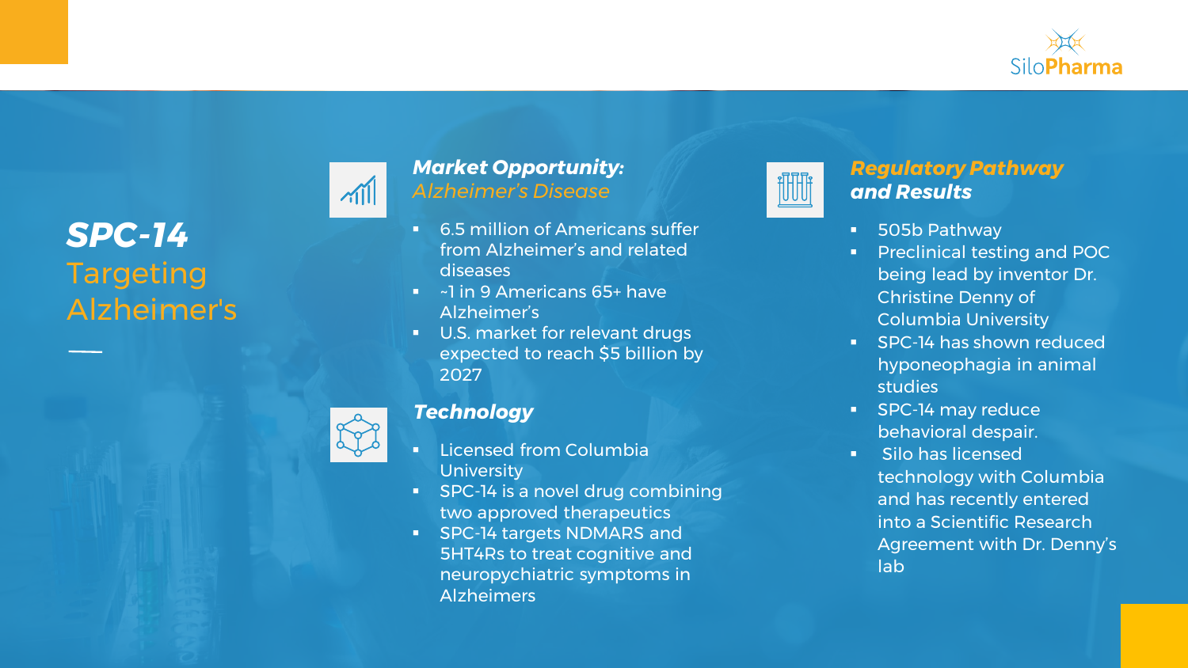# *SPC-14* Targeting Alzheimer's

## *Market Opportunity: Alzheimer's Disease*

- 6.5 million of Americans suffer from Alzheimer's and related diseases
- ~1 in 9 Americans 65+ have Alzheimer's
- U.S. market for relevant drugs expected to reach $5 billion by 2027

## *Technology*

- Licensed from Columbia University
- SPC-14 is a novel drug combining two approved therapeutics
- SPC-14 targets NDMARS and 5HT4Rs to treat cognitive and neuropychiatric symptoms in Alzheimers

## *Regulatory Pathway and Results*

- 505b Pathway
- Preclinical testing and POC being lead by inventor Dr. Christine Denny of Columbia University
- SPC-14 has shown reduced hyponeophagia in animal studies
- SPC-14 may reduce behavioral despair.
- Silo has licensed technology with Columbia and has recently entered into a Scientific Research Agreement with Dr. Denny's lab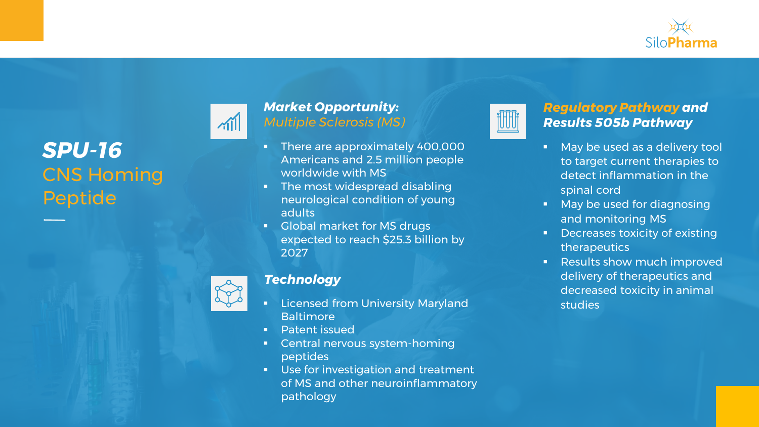# SPU-16 CNS Homing Peptide

## Market Opportunity: Multiple Sclerosis (MS)

- There are approximately 400,000 Americans and 2.5 million people worldwide with MS
- The most widespread disabling neurological condition of young adults
- Global market for MS drugs expected to reach $25.3 billion by 2027

## Technology

- Licensed from University Maryland Baltimore
- Patent issued
- Central nervous system-homing peptides
- Use for investigation and treatment of MS and other neuroinflammatory pathology

## Regulatory Pathway and Results 505b Pathway

- May be used as a delivery tool to target current therapies to detect inflammation in the spinal cord
- May be used for diagnosing and monitoring MS
- Decreases toxicity of existing therapeutics
- Results show much improved delivery of therapeutics and decreased toxicity in animal studies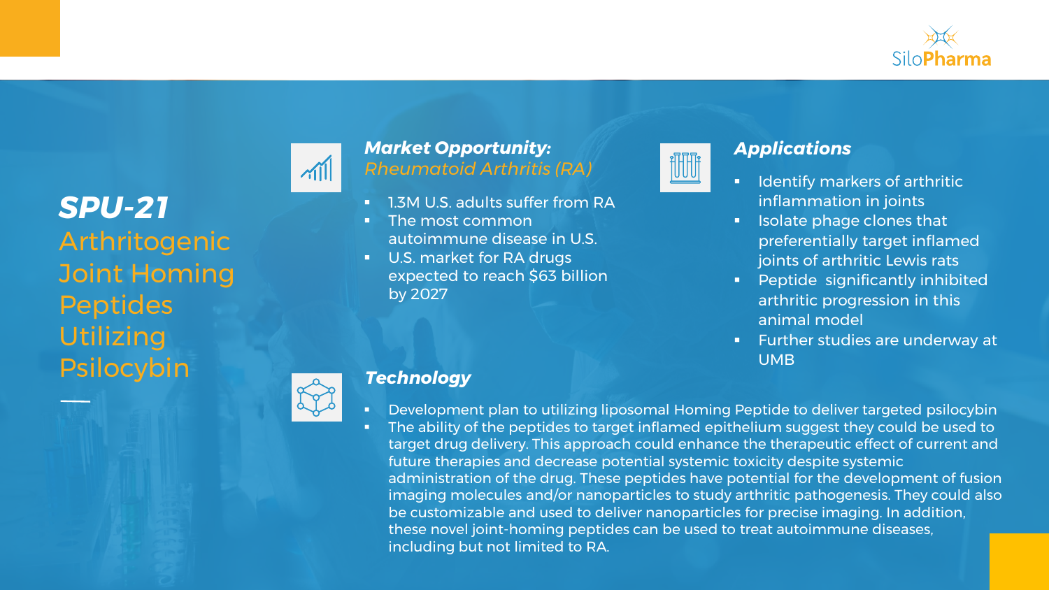# ***SPU-21***

## Arthritogenic Joint Homing Peptides Utilizing Psilocybin

### ***Market Opportunity:*** *Rheumatoid Arthritis (RA)*

- 1.3M U.S. adults suffer from RA
- The most common autoimmune disease in U.S.
- U.S. market for RA drugs expected to reach $63 billion by 2027

### ***Applications***

- Identify markers of arthritic inflammation in joints
- Isolate phage clones that preferentially target inflamed joints of arthritic Lewis rats
- Peptide  significantly inhibited arthritic progression in this animal model
- Further studies are underway at UMB

### ***Technology***

- Development plan to utilizing liposomal Homing Peptide to deliver targeted psilocybin
- The ability of the peptides to target inflamed epithelium suggest they could be used to target drug delivery. This approach could enhance the therapeutic effect of current and future therapies and decrease potential systemic toxicity despite systemic administration of the drug. These peptides have potential for the development of fusion imaging molecules and/or nanoparticles to study arthritic pathogenesis. They could also be customizable and used to deliver nanoparticles for precise imaging. In addition, these novel joint-homing peptides can be used to treat autoimmune diseases, including but not limited to RA.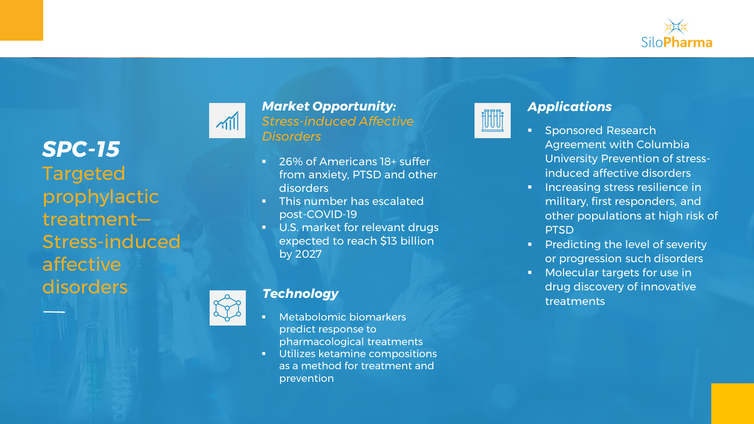# *SPC-15*

Targeted prophylactic treatment—Stress-induced affective disorders

## *Market Opportunity:*

*Stress-induced Affective Disorders*

- 26% of Americans 18+ suffer from anxiety, PTSD and other disorders
- This number has escalated post-COVID-19
- U.S. market for relevant drugs expected to reach $13 billion by 2027

## *Technology*

- Metabolomic biomarkers predict response to pharmacological treatments
- Utilizes ketamine compositions as a method for treatment and prevention

## *Applications*

- Sponsored Research Agreement with Columbia University Prevention of stress-induced affective disorders
- Increasing stress resilience in military, first responders, and other populations at high risk of PTSD
- Predicting the level of severity or progression such disorders
- Molecular targets for use in drug discovery of innovative treatments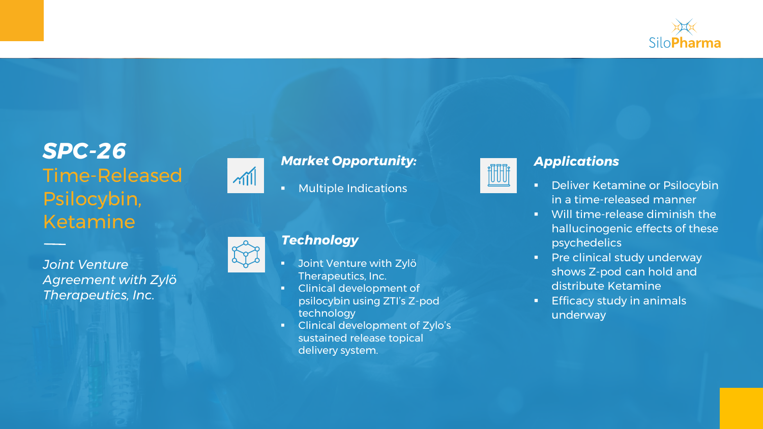# *SPC-26*

## Time-Released Psilocybin, Ketamine

*Joint Venture Agreement with Zylö Therapeutics, Inc.*

### *Market Opportunity:*

- Multiple Indications

### *Technology*

- Joint Venture with Zylö Therapeutics, Inc.
- Clinical development of psilocybin using ZTI's Z-pod technology
- Clinical development of Zylo's sustained release topical delivery system.

### *Applications*

- Deliver Ketamine or Psilocybin in a time-released manner
- Will time-release diminish the hallucinogenic effects of these psychedelics
- Pre clinical study underway shows Z-pod can hold and distribute Ketamine
- Efficacy study in animals underway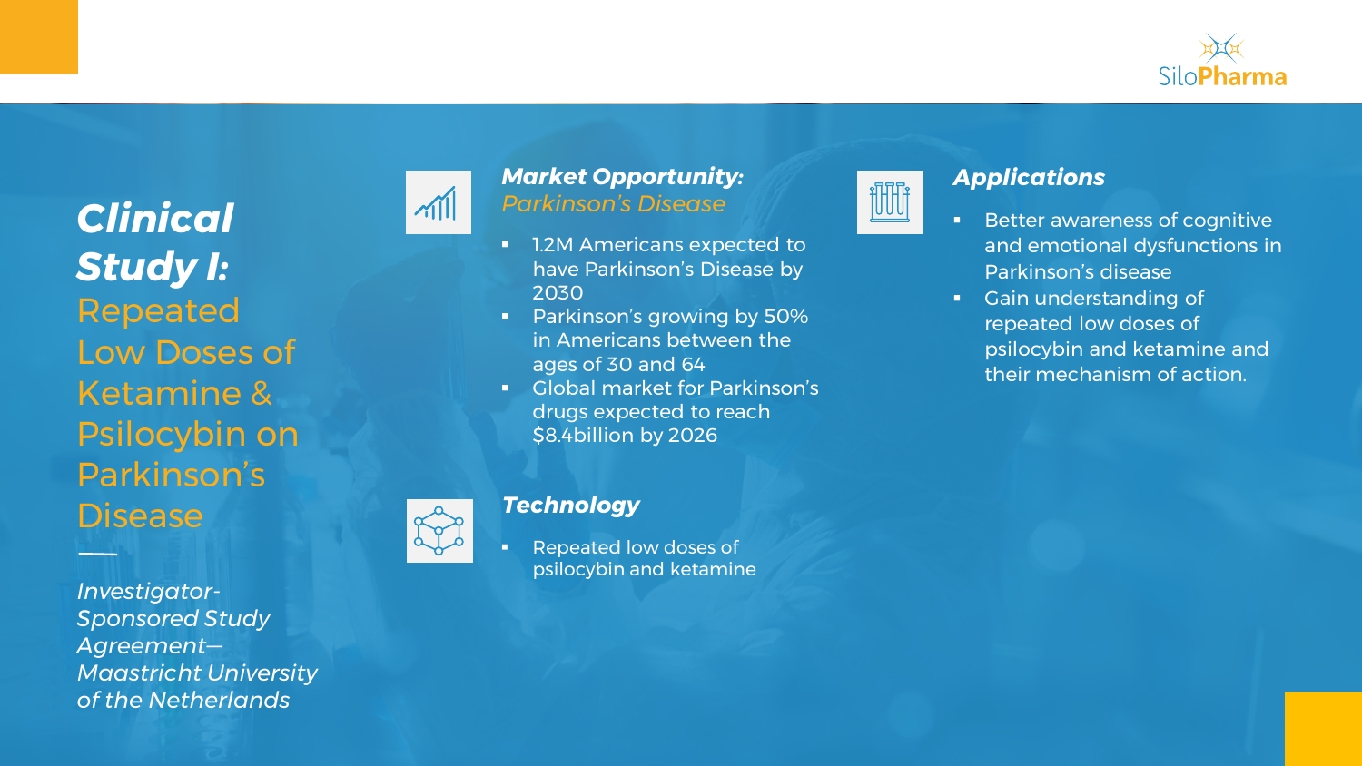# *Clinical Study I:* Repeated Low Doses of Ketamine & Psilocybin on Parkinson's Disease

*Investigator-Sponsored Study Agreement—Maastricht University of the Netherlands*

### *Market Opportunity: Parkinson's Disease*

- 1.2M Americans expected to have Parkinson's Disease by 2030
- Parkinson's growing by 50% in Americans between the ages of 30 and 64
- Global market for Parkinson's drugs expected to reach $8.4billion by 2026

### *Technology*

- Repeated low doses of psilocybin and ketamine

### *Applications*

- Better awareness of cognitive and emotional dysfunctions in Parkinson's disease
- Gain understanding of repeated low doses of psilocybin and ketamine and their mechanism of action.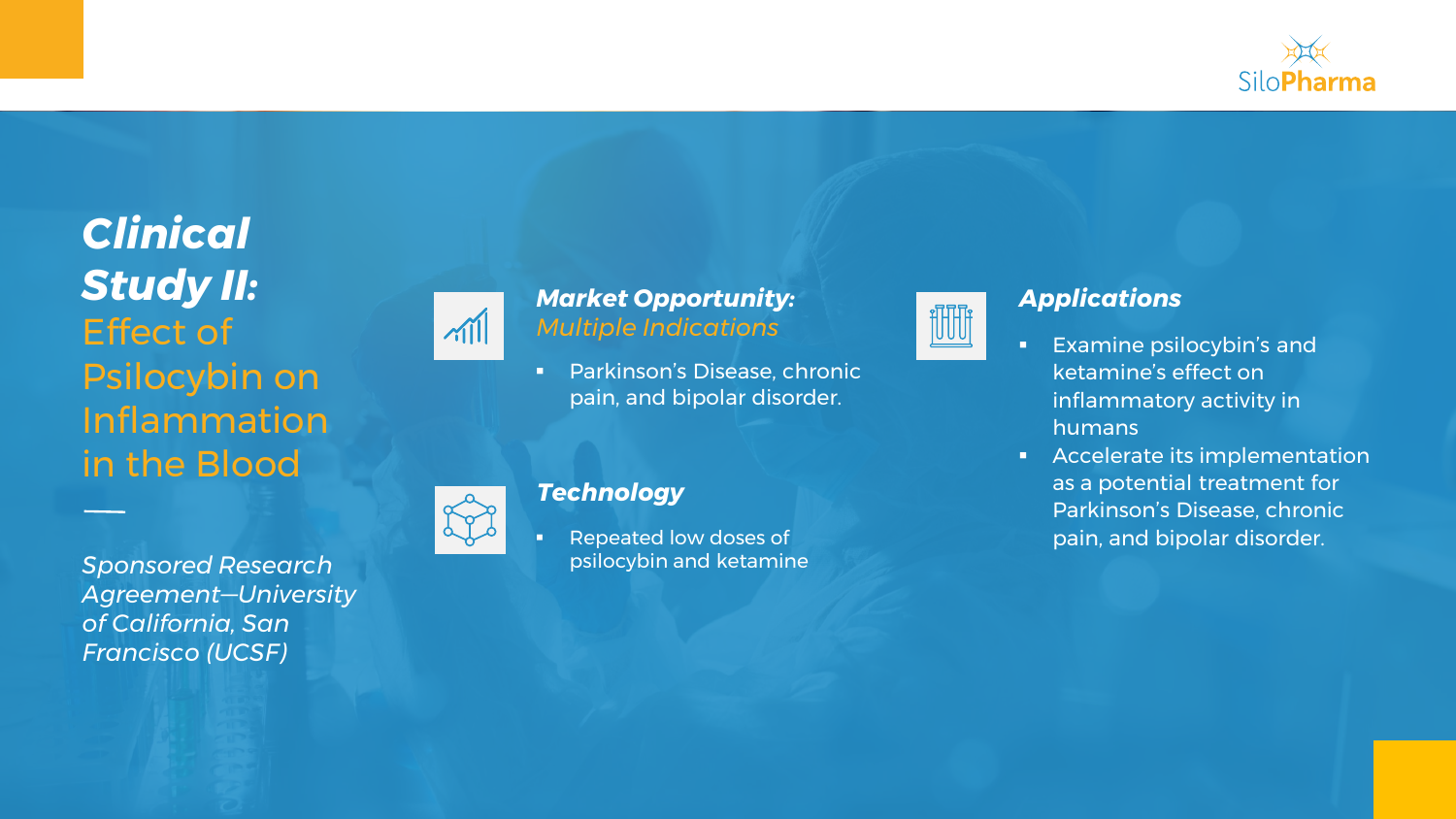# *Clinical Study II:* Effect of Psilocybin on Inflammation in the Blood

*Sponsored Research Agreement—University of California, San Francisco (UCSF)*

### ***Market Opportunity:*** *Multiple Indications*

- Parkinson's Disease, chronic pain, and bipolar disorder.

### ***Technology***

- Repeated low doses of psilocybin and ketamine

### ***Applications***

- Examine psilocybin's and ketamine's effect on inflammatory activity in humans
- Accelerate its implementation as a potential treatment for Parkinson's Disease, chronic pain, and bipolar disorder.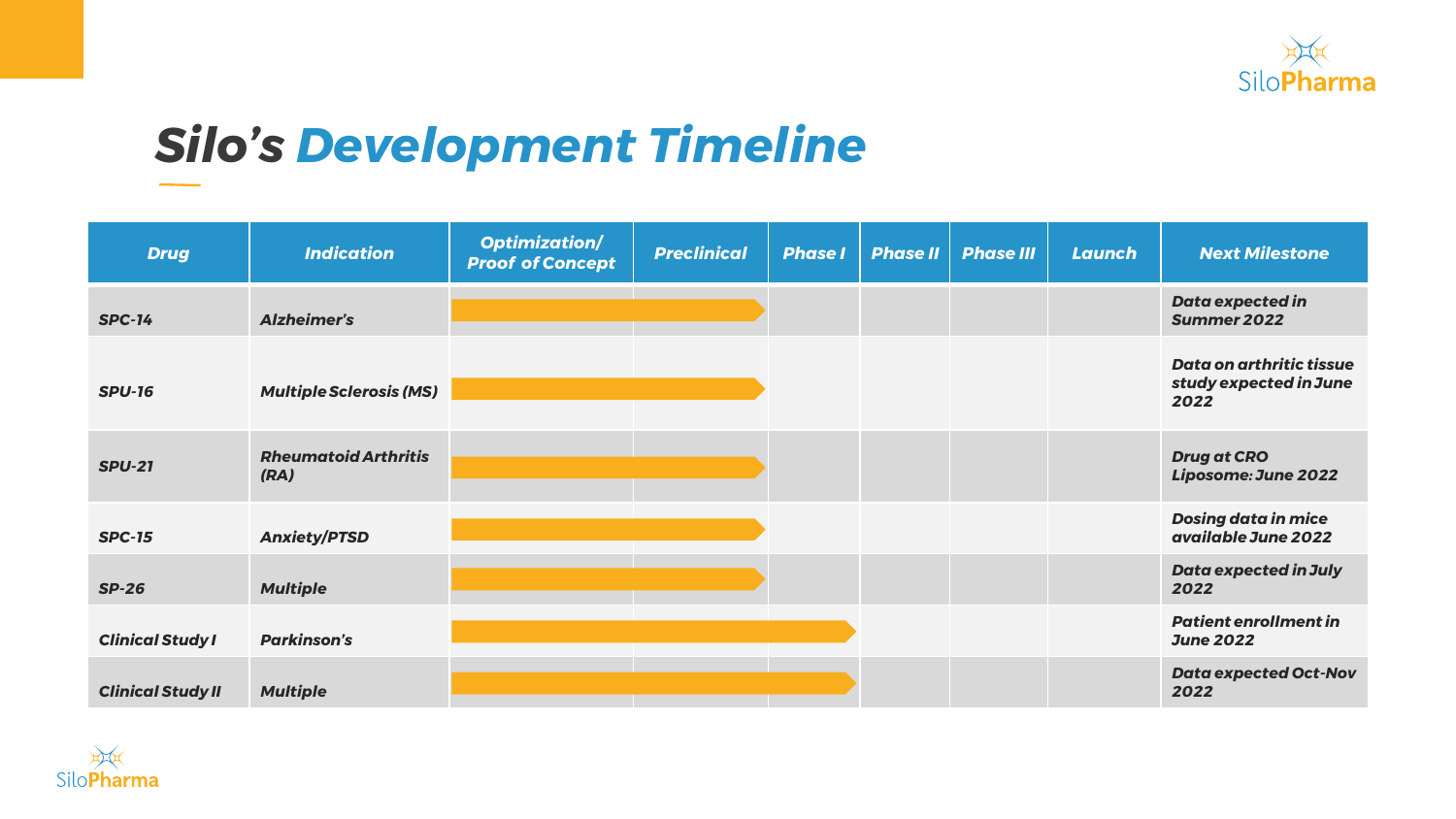# Silo's Development Timeline

| Drug | Indication | Optimization/ Proof of Concept | Preclinical | Phase I | Phase II | Phase III | Launch | Next Milestone |
|---|---|---|---|---|---|---|---|---|
| SPC-14 | Alzheimer's | | | | | | | Data expected in Summer 2022 |
| SPU-16 | Multiple Sclerosis (MS) | | | | | | | Data on arthritic tissue study expected in June 2022 |
| SPU-21 | Rheumatoid Arthritis (RA) | | | | | | | Drug at CRO Liposome: June 2022 |
| SPC-15 | Anxiety/PTSD | | | | | | | Dosing data in mice available June 2022 |
| SP-26 | Multiple | | | | | | | Data expected in July 2022 |
| Clinical Study I | Parkinson's | | | | | | | Patient enrollment in June 2022 |
| Clinical Study II | Multiple | | | | | | | Data expected Oct-Nov 2022 |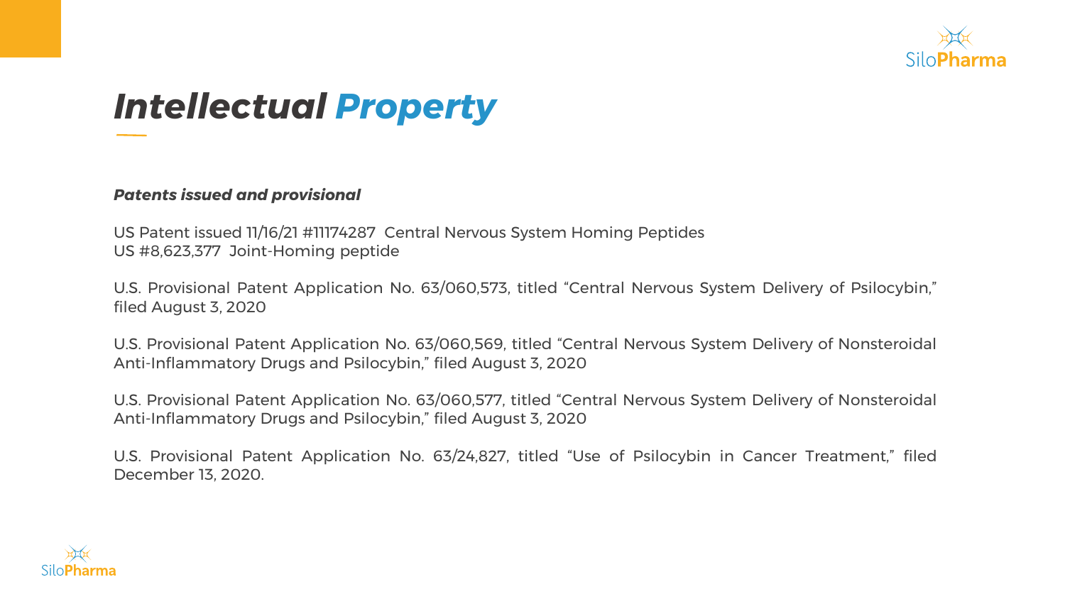# *Intellectual Property*

***Patents issued and provisional***

US Patent issued 11/16/21 #11174287  Central Nervous System Homing Peptides
US #8,623,377  Joint-Homing peptide

U.S. Provisional Patent Application No. 63/060,573, titled “Central Nervous System Delivery of Psilocybin,” filed August 3, 2020

U.S. Provisional Patent Application No. 63/060,569, titled “Central Nervous System Delivery of Nonsteroidal Anti-Inflammatory Drugs and Psilocybin,” filed August 3, 2020

U.S. Provisional Patent Application No. 63/060,577, titled “Central Nervous System Delivery of Nonsteroidal Anti-Inflammatory Drugs and Psilocybin,” filed August 3, 2020

U.S. Provisional Patent Application No. 63/24,827, titled “Use of Psilocybin in Cancer Treatment,” filed December 13, 2020.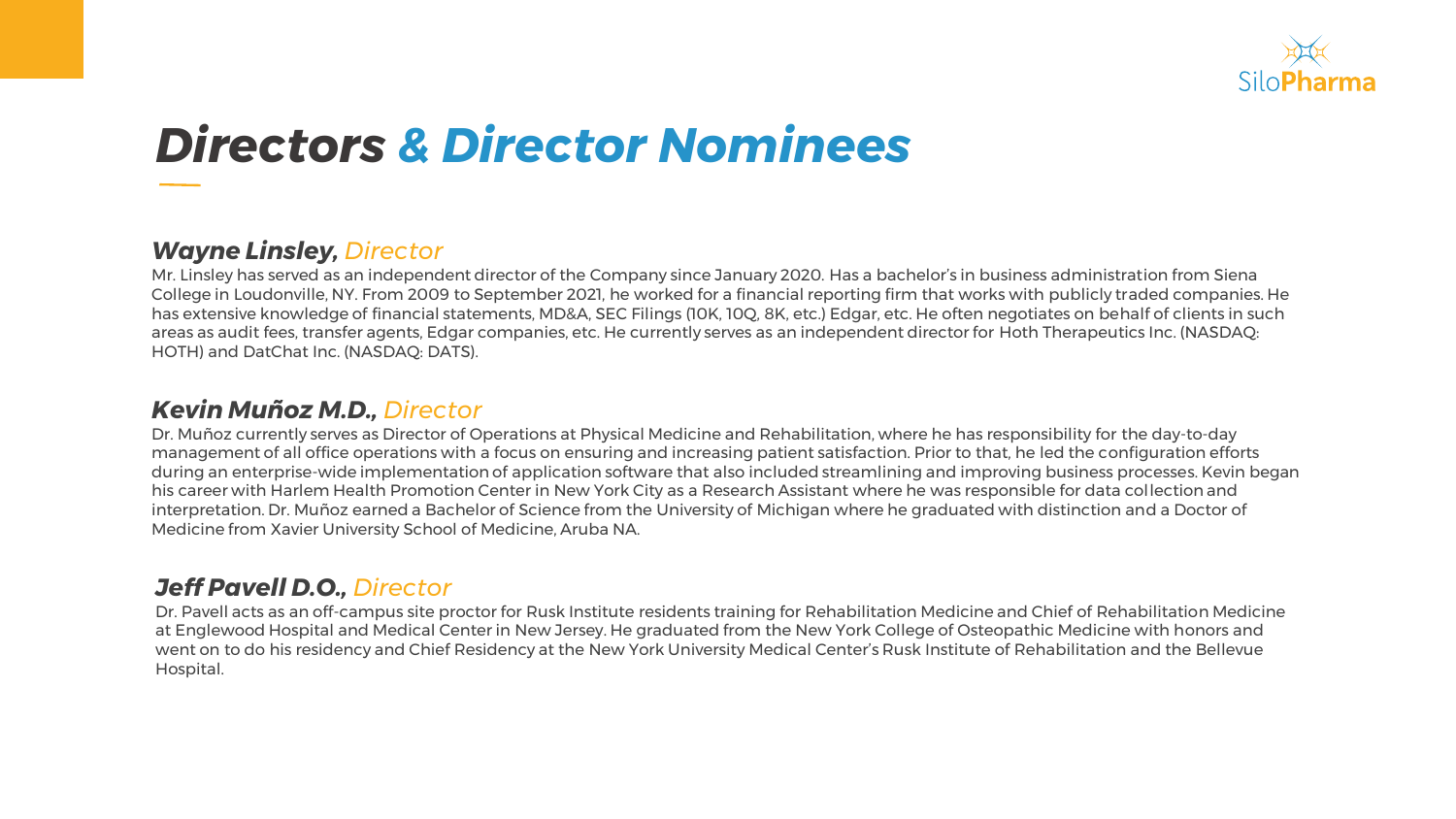# Directors & Director Nominees

### *Wayne Linsley, Director*

Mr. Linsley has served as an independent director of the Company since January 2020. Has a bachelor's in business administration from Siena College in Loudonville, NY. From 2009 to September 2021, he worked for a financial reporting firm that works with publicly traded companies. He has extensive knowledge of financial statements, MD&A, SEC Filings (10K, 10Q, 8K, etc.) Edgar, etc. He often negotiates on behalf of clients in such areas as audit fees, transfer agents, Edgar companies, etc. He currently serves as an independent director for Hoth Therapeutics Inc. (NASDAQ: HOTH) and DatChat Inc. (NASDAQ: DATS).

### *Kevin Muñoz M.D., Director*

Dr. Muñoz currently serves as Director of Operations at Physical Medicine and Rehabilitation, where he has responsibility for the day-to-day management of all office operations with a focus on ensuring and increasing patient satisfaction. Prior to that, he led the configuration efforts during an enterprise-wide implementation of application software that also included streamlining and improving business processes. Kevin began his career with Harlem Health Promotion Center in New York City as a Research Assistant where he was responsible for data collection and interpretation. Dr. Muñoz earned a Bachelor of Science from the University of Michigan where he graduated with distinction and a Doctor of Medicine from Xavier University School of Medicine, Aruba NA.

### *Jeff Pavell D.O., Director*

Dr. Pavell acts as an off-campus site proctor for Rusk Institute residents training for Rehabilitation Medicine and Chief of Rehabilitation Medicine at Englewood Hospital and Medical Center in New Jersey. He graduated from the New York College of Osteopathic Medicine with honors and went on to do his residency and Chief Residency at the New York University Medical Center's Rusk Institute of Rehabilitation and the Bellevue Hospital.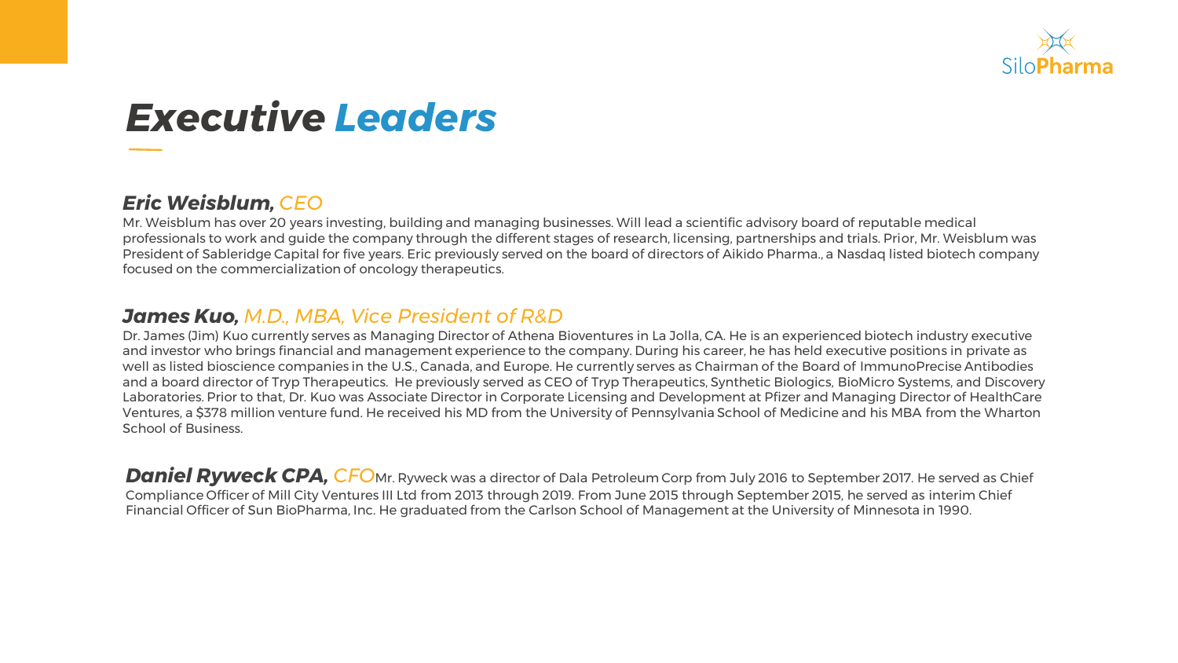# Executive Leaders

### *Eric Weisblum, CEO*

Mr. Weisblum has over 20 years investing, building and managing businesses. Will lead a scientific advisory board of reputable medical professionals to work and guide the company through the different stages of research, licensing, partnerships and trials. Prior, Mr. Weisblum was President of Sableridge Capital for five years. Eric previously served on the board of directors of Aikido Pharma., a Nasdaq listed biotech company focused on the commercialization of oncology therapeutics.

### *James Kuo, M.D., MBA, Vice President of R&D*

Dr. James (Jim) Kuo currently serves as Managing Director of Athena Bioventures in La Jolla, CA. He is an experienced biotech industry executive and investor who brings financial and management experience to the company. During his career, he has held executive positions in private as well as listed bioscience companies in the U.S., Canada, and Europe. He currently serves as Chairman of the Board of ImmunoPrecise Antibodies and a board director of Tryp Therapeutics. He previously served as CEO of Tryp Therapeutics, Synthetic Biologics, BioMicro Systems, and Discovery Laboratories. Prior to that, Dr. Kuo was Associate Director in Corporate Licensing and Development at Pfizer and Managing Director of HealthCare Ventures, a $378 million venture fund. He received his MD from the University of Pennsylvania School of Medicine and his MBA from the Wharton School of Business.

### *Daniel Ryweck CPA, CFO*

Mr. Ryweck was a director of Dala Petroleum Corp from July 2016 to September 2017. He served as Chief Compliance Officer of Mill City Ventures III Ltd from 2013 through 2019. From June 2015 through September 2015, he served as interim Chief Financial Officer of Sun BioPharma, Inc. He graduated from the Carlson School of Management at the University of Minnesota in 1990.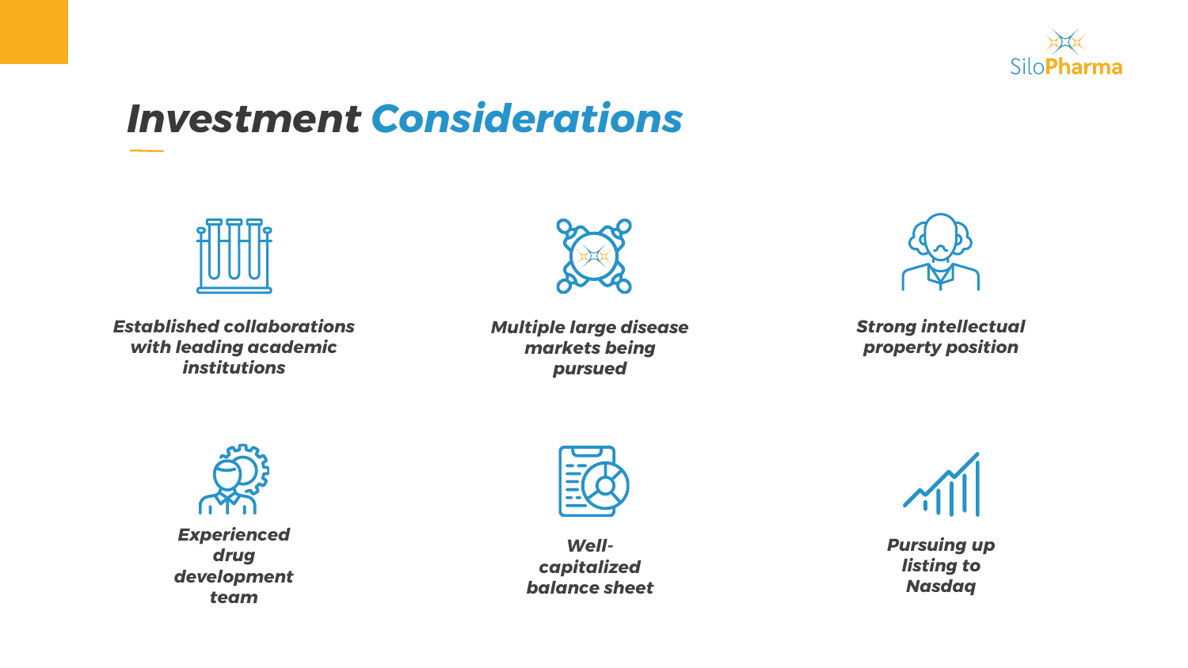# *Investment Considerations*

- ***Established collaborations with leading academic institutions***
- ***Multiple large disease markets being pursued***
- ***Strong intellectual property position***
- ***Experienced drug development team***
- ***Well-capitalized balance sheet***
- ***Pursuing up listing to Nasdaq***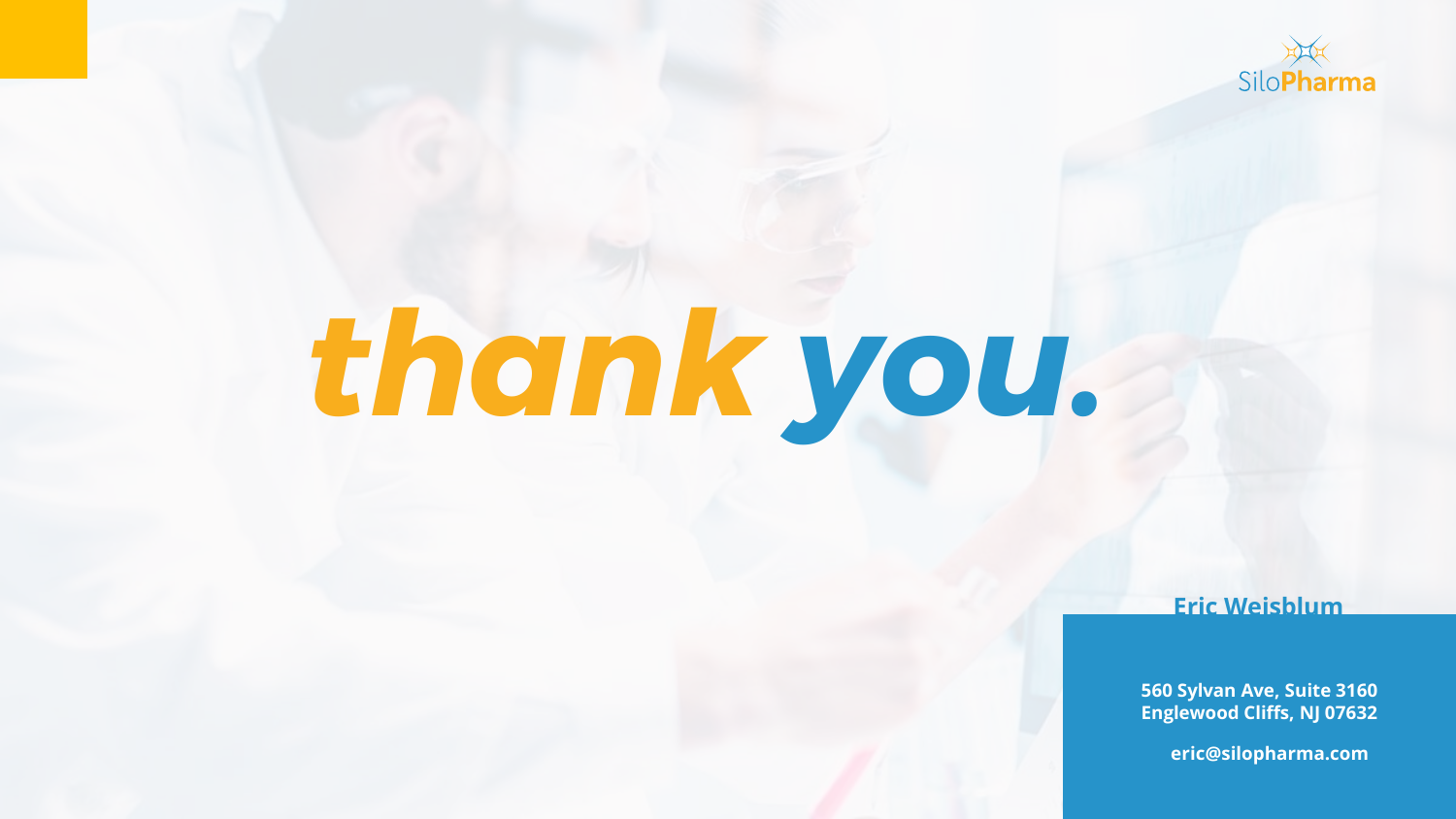SiloPharma

# *thank you.*

**Eric Weisblum**

**560 Sylvan Ave, Suite 3160**
**Englewood Cliffs, NJ 07632**

**eric@silopharma.com**